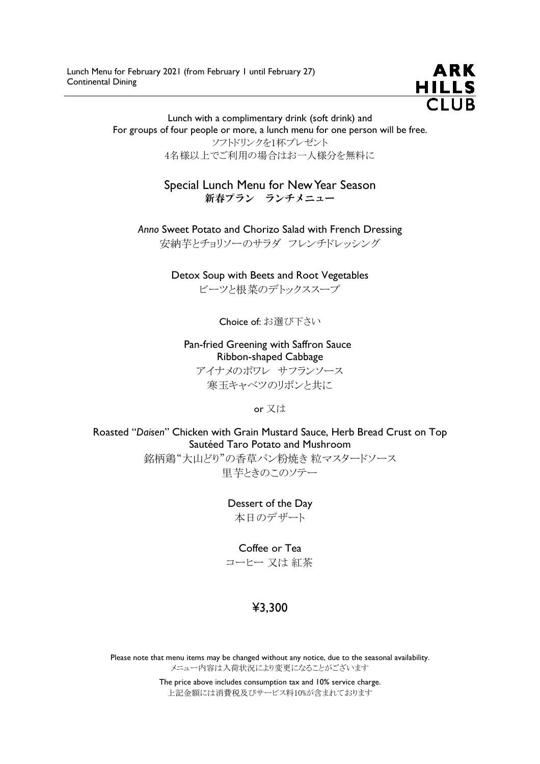Lunch Menu for February 2021 (from February 1 until February 27)
Continental Dining

ARK HILLS CLUB

Lunch with a complimentary drink (soft drink) and
For groups of four people or more, a lunch menu for one person will be free.
ソフトドリンクを1杯プレゼント
4名様以上でご利用の場合はお一人様分を無料に

## Special Lunch Menu for New Year Season
## **新春プラン　ランチメニュー**

*Anno* Sweet Potato and Chorizo Salad with French Dressing
安納芋とチョリソーのサラダ　フレンチドレッシング

Detox Soup with Beets and Root Vegetables
ビーツと根菜のデトックススープ

Choice of: お選び下さい

Pan-fried Greening with Saffron Sauce
Ribbon-shaped Cabbage
アイナメのポワレ　サフランソース
寒玉キャベツのリボンと共に

or 又は

Roasted "*Daisen*" Chicken with Grain Mustard Sauce, Herb Bread Crust on Top
Sautéed Taro Potato and Mushroom
銘柄鶏"大山どり"の香草パン粉焼き 粒マスタードソース
里芋ときのこのソテー

Dessert of the Day
本日のデザート

Coffee or Tea
コーヒー 又は 紅茶

**¥3,300**

Please note that menu items may be changed without any notice, due to the seasonal availability.
メニュー内容は入荷状況により変更になることがございます

The price above includes consumption tax and 10% service charge.
上記金額には消費税及びサービス料10%が含まれております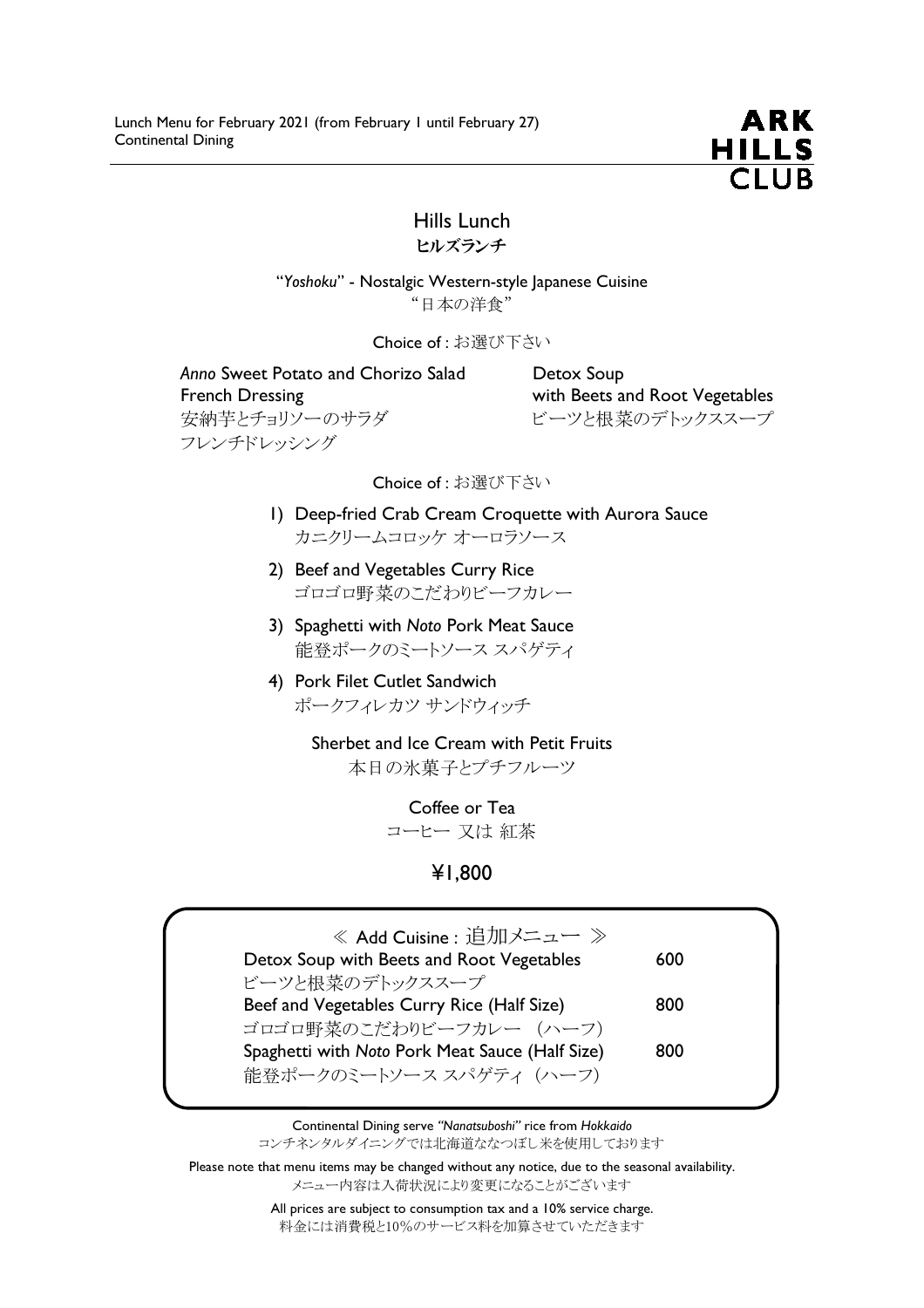Lunch Menu for February 2021 (from February 1 until February 27)
Continental Dining

ARK HILLS CLUB

# Hills Lunch
## ヒルズランチ

"*Yoshoku*" - Nostalgic Western-style Japanese Cuisine
"日本の洋食"

Choice of : お選び下さい

*Anno* Sweet Potato and Chorizo Salad
French Dressing
安納芋とチョリソーのサラダ
フレンチドレッシング

Detox Soup
with Beets and Root Vegetables
ビーツと根菜のデトックススープ

Choice of : お選び下さい

1) Deep-fried Crab Cream Croquette with Aurora Sauce
   カニクリームコロッケ オーロラソース
2) Beef and Vegetables Curry Rice
   ゴロゴロ野菜のこだわりビーフカレー
3) Spaghetti with *Noto* Pork Meat Sauce
   能登ポークのミートソース スパゲティ
4) Pork Filet Cutlet Sandwich
   ポークフィレカツ サンドウィッチ

Sherbet and Ice Cream with Petit Fruits
本日の氷菓子とプチフルーツ

Coffee or Tea
コーヒー 又は 紅茶

**¥1,800**

≪ Add Cuisine : 追加メニュー ≫

| Item | Price |
| --- | --- |
| Detox Soup with Beets and Root Vegetables<br>ビーツと根菜のデトックススープ | 600 |
| Beef and Vegetables Curry Rice (Half Size)<br>ゴロゴロ野菜のこだわりビーフカレー （ハーフ） | 800 |
| Spaghetti with *Noto* Pork Meat Sauce (Half Size)<br>能登ポークのミートソース スパゲティ （ハーフ） | 800 |

Continental Dining serve *"Nanatsuboshi"* rice from *Hokkaido*
コンチネンタルダイニングでは北海道ななつぼし米を使用しております

Please note that menu items may be changed without any notice, due to the seasonal availability.
メニュー内容は入荷状況により変更になることがございます

All prices are subject to consumption tax and a 10% service charge.
料金には消費税と10%のサービス料を加算させていただきます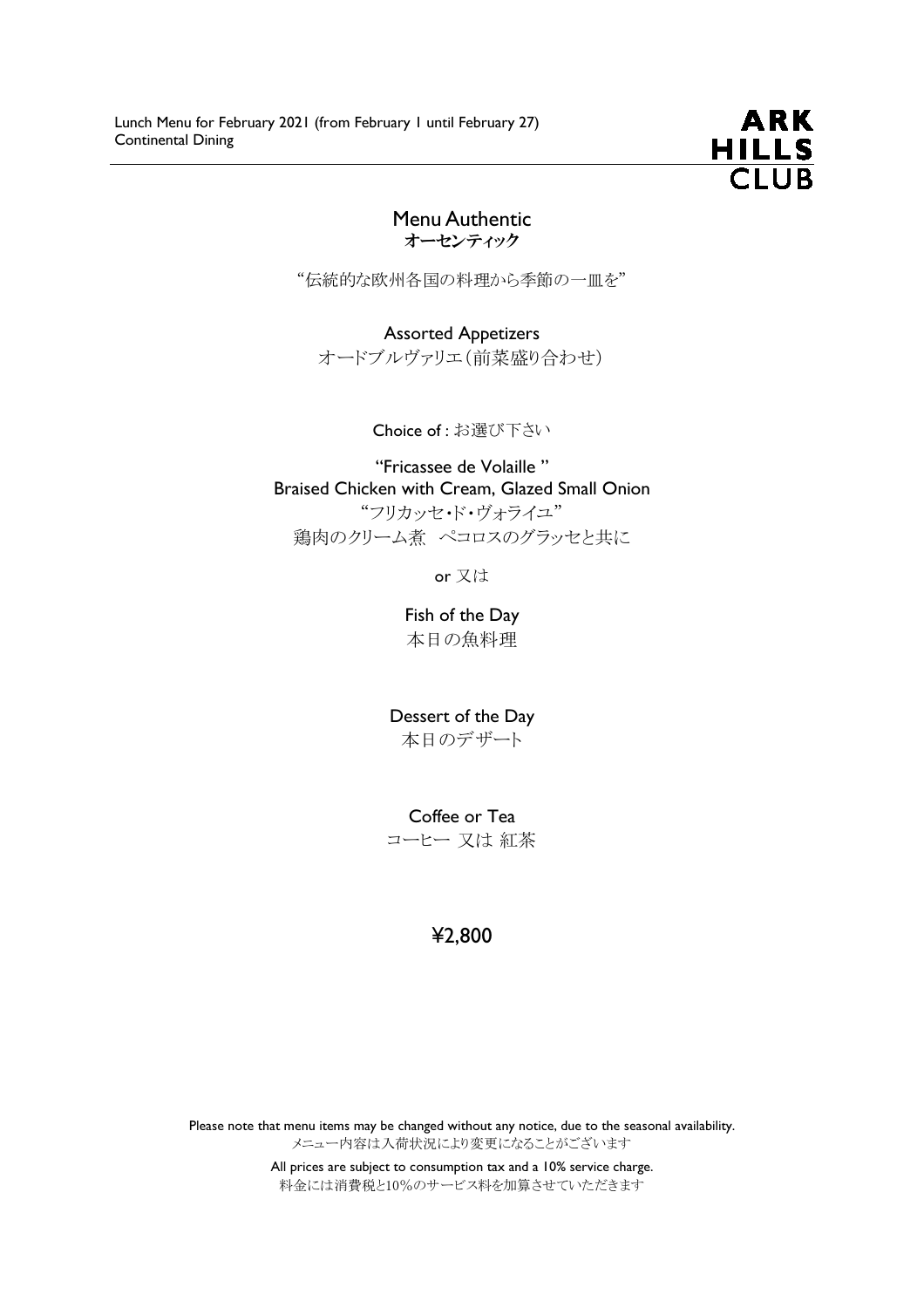Lunch Menu for February 2021 (from February 1 until February 27)
Continental Dining

ARK HILLS CLUB

# Menu Authentic
## オーセンティック

“伝統的な欧州各国の料理から季節の一皿を”

Assorted Appetizers
オードブルヴァリエ（前菜盛り合わせ）

Choice of : お選び下さい

“Fricassee de Volaille ”
Braised Chicken with Cream, Glazed Small Onion
“フリカッセ・ド・ヴォライユ”
鶏肉のクリーム煮　ペコロスのグラッセと共に

or 又は

Fish of the Day
本日の魚料理

Dessert of the Day
本日のデザート

Coffee or Tea
コーヒー 又は 紅茶

## ¥2,800

Please note that menu items may be changed without any notice, due to the seasonal availability.
メニュー内容は入荷状況により変更になることがございます

All prices are subject to consumption tax and a 10% service charge.
料金には消費税と10%のサービス料を加算させていただきます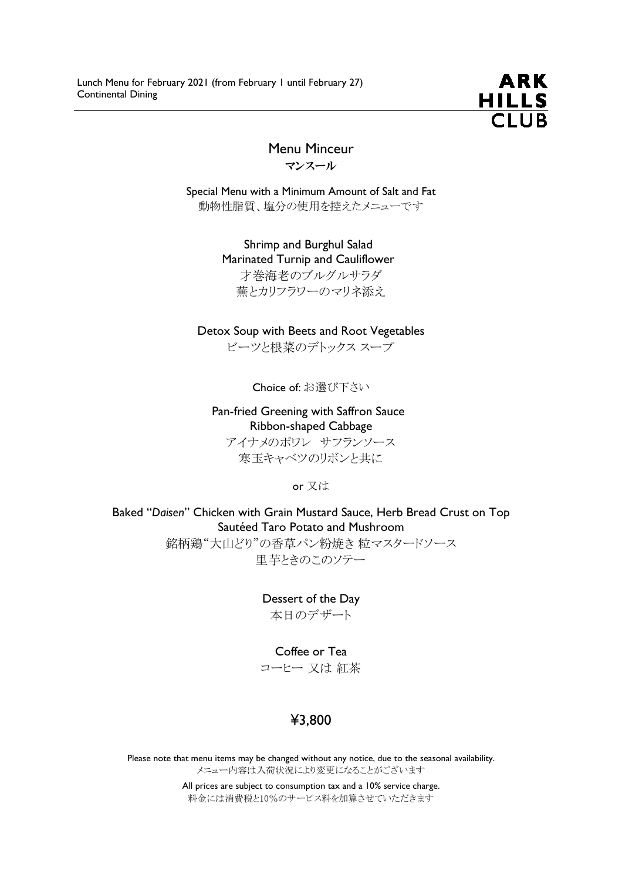Lunch Menu for February 2021 (from February 1 until February 27)
Continental Dining

ARK HILLS CLUB

## Menu Minceur
## マンスール

Special Menu with a Minimum Amount of Salt and Fat
動物性脂質、塩分の使用を控えたメニューです

Shrimp and Burghul Salad
Marinated Turnip and Cauliflower
才巻海老のブルグルサラダ
蕪とカリフラワーのマリネ添え

Detox Soup with Beets and Root Vegetables
ビーツと根菜のデトックス スープ

Choice of: お選び下さい

Pan-fried Greening with Saffron Sauce
Ribbon-shaped Cabbage
アイナメのポワレ　サフランソース
寒玉キャベツのリボンと共に

or 又は

Baked "*Daisen*" Chicken with Grain Mustard Sauce, Herb Bread Crust on Top
Sautéed Taro Potato and Mushroom
銘柄鶏"大山どり"の香草パン粉焼き 粒マスタードソース
里芋ときのこのソテー

Dessert of the Day
本日のデザート

Coffee or Tea
コーヒー 又は 紅茶

**¥3,800**

Please note that menu items may be changed without any notice, due to the seasonal availability.
メニュー内容は入荷状況により変更になることがございます

All prices are subject to consumption tax and a 10% service charge.
料金には消費税と10%のサービス料を加算させていただきます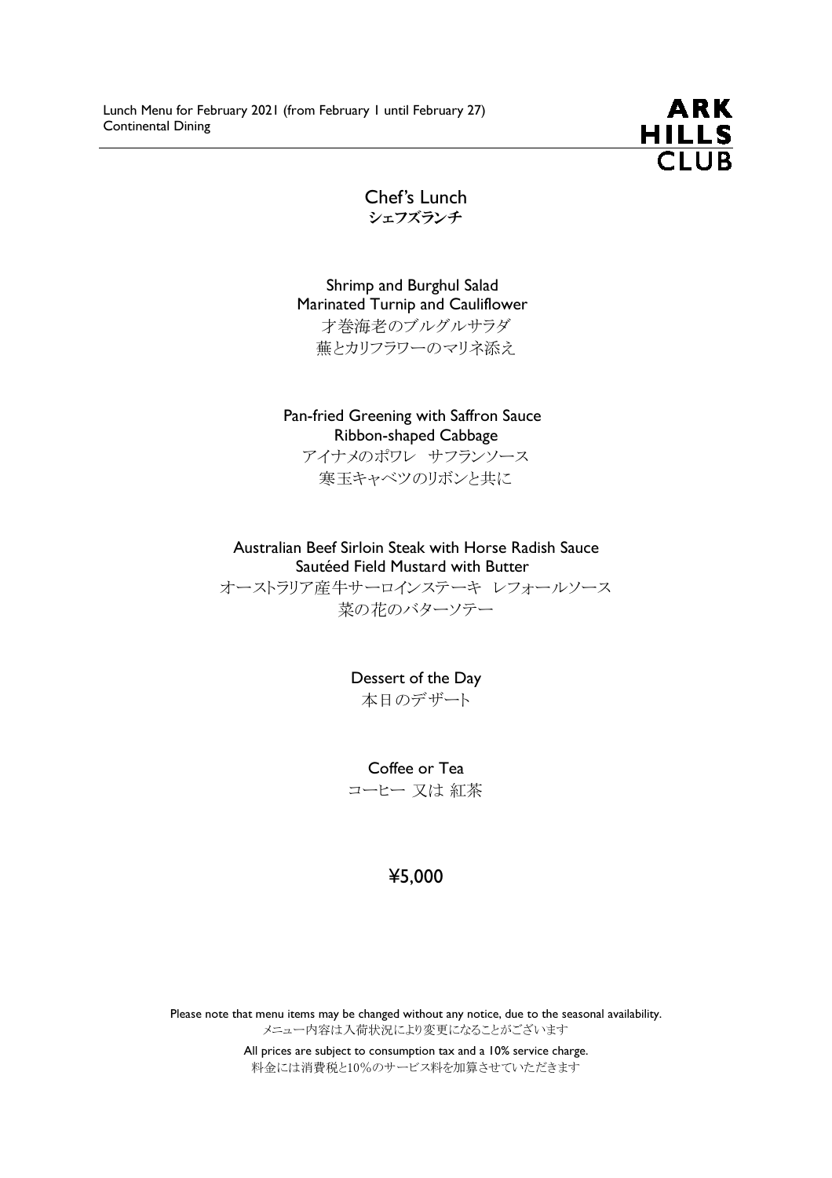Lunch Menu for February 2021 (from February 1 until February 27)
Continental Dining

ARK HILLS CLUB

# Chef's Lunch
## シェフズランチ

Shrimp and Burghul Salad
Marinated Turnip and Cauliflower
才巻海老のブルグルサラダ
蕪とカリフラワーのマリネ添え

Pan-fried Greening with Saffron Sauce
Ribbon-shaped Cabbage
アイナメのポワレ　サフランソース
寒玉キャベツのリボンと共に

Australian Beef Sirloin Steak with Horse Radish Sauce
Sautéed Field Mustard with Butter
オーストラリア産牛サーロインステーキ　レフォールソース
菜の花のバターソテー

Dessert of the Day
本日のデザート

Coffee or Tea
コーヒー 又は 紅茶

¥5,000

Please note that menu items may be changed without any notice, due to the seasonal availability.
メニュー内容は入荷状況により変更になることがございます

All prices are subject to consumption tax and a 10% service charge.
料金には消費税と10%のサービス料を加算させていただきます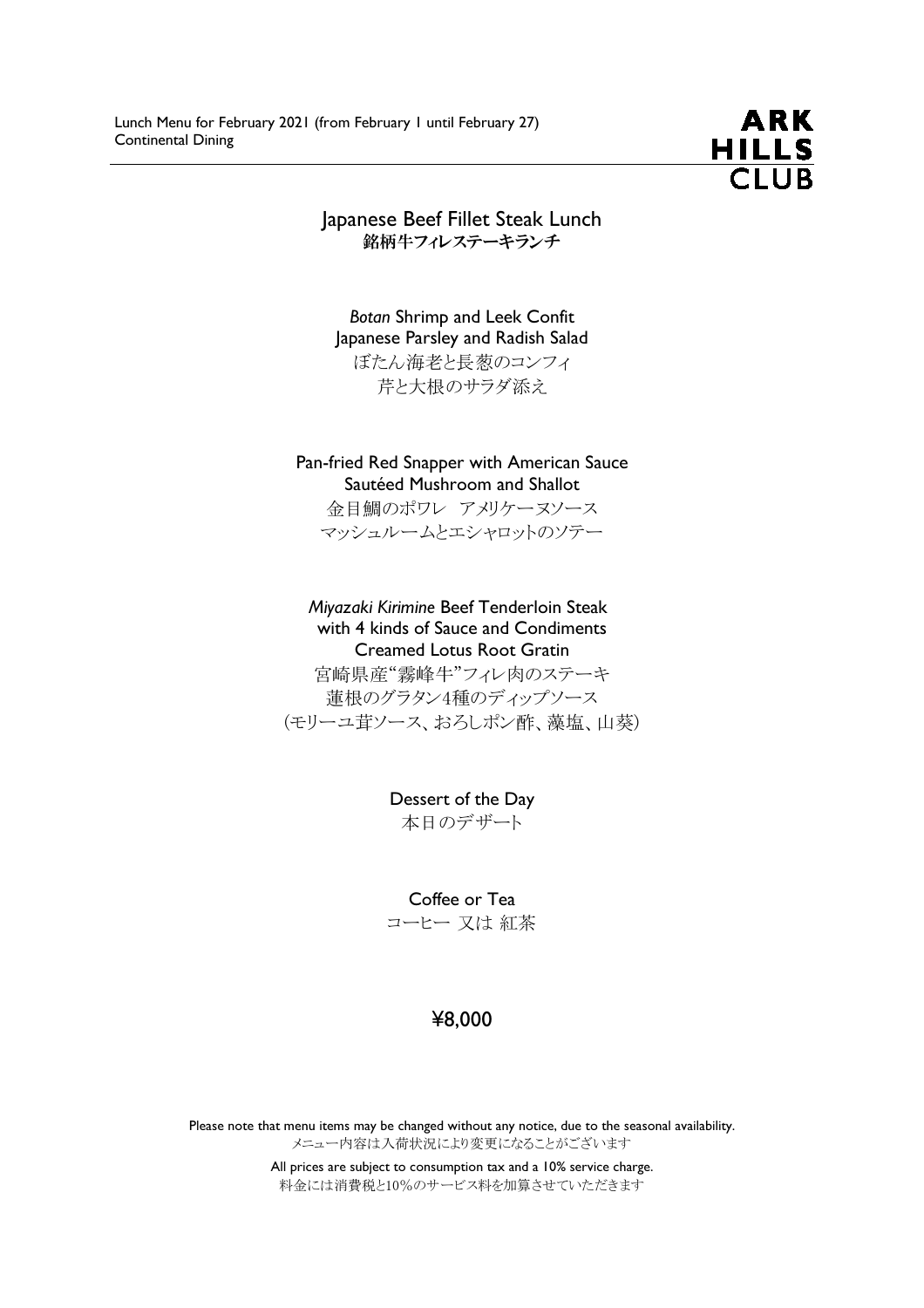Lunch Menu for February 2021 (from February 1 until February 27)
Continental Dining

ARK HILLS CLUB

# Japanese Beef Fillet Steak Lunch
**銘柄牛フィレステーキランチ**

*Botan* Shrimp and Leek Confit
Japanese Parsley and Radish Salad
ぼたん海老と長葱のコンフィ
芹と大根のサラダ添え

Pan-fried Red Snapper with American Sauce
Sautéed Mushroom and Shallot
金目鯛のポワレ　アメリケーヌソース
マッシュルームとエシャロットのソテー

*Miyazaki Kirimine* Beef Tenderloin Steak
with 4 kinds of Sauce and Condiments
Creamed Lotus Root Gratin
宮崎県産"霧峰牛"フィレ肉のステーキ
蓮根のグラタン4種のディップソース
(モリーユ茸ソース、おろしポン酢、藻塩、山葵)

Dessert of the Day
本日のデザート

Coffee or Tea
コーヒー 又は 紅茶

¥8,000

Please note that menu items may be changed without any notice, due to the seasonal availability.
メニュー内容は入荷状況により変更になることがございます

All prices are subject to consumption tax and a 10% service charge.
料金には消費税と10%のサービス料を加算させていただきます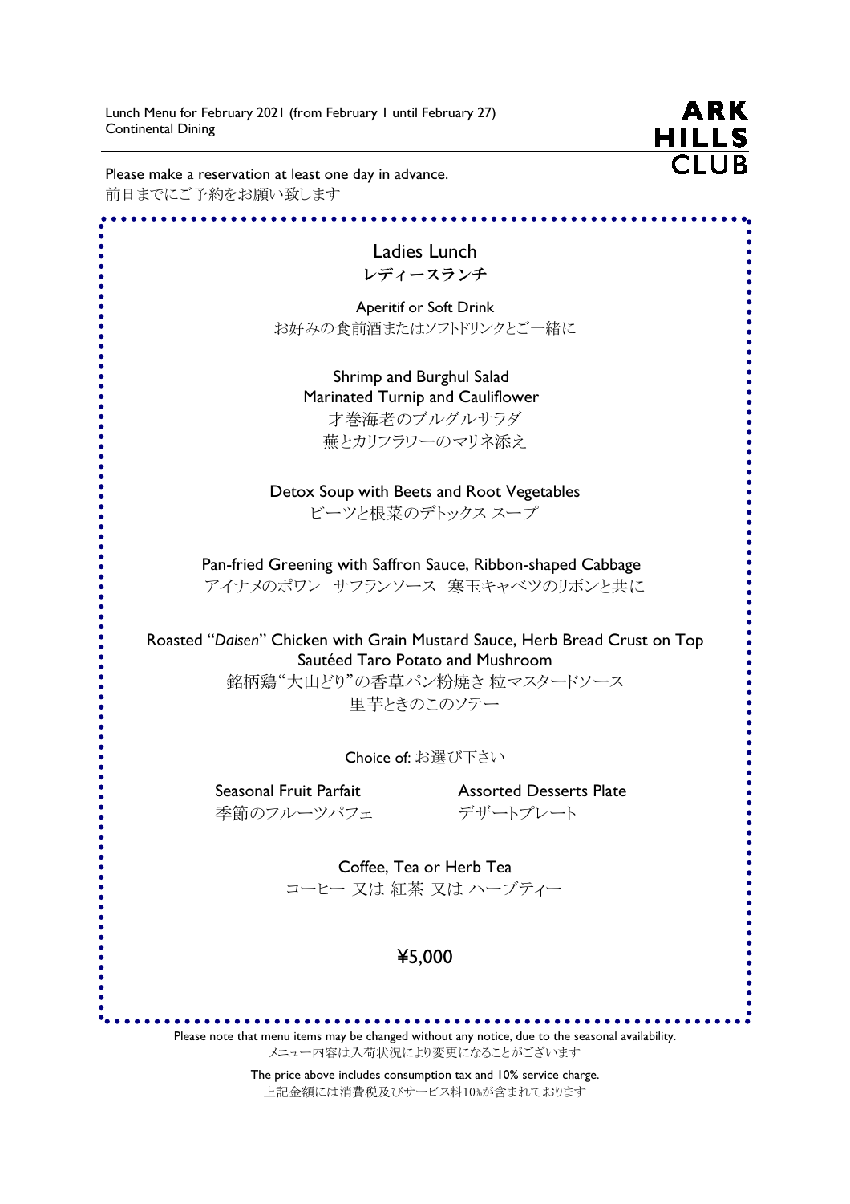Lunch Menu for February 2021 (from February 1 until February 27)
Continental Dining

ARK HILLS CLUB

Please make a reservation at least one day in advance.
前日までにご予約をお願い致します

## Ladies Lunch
## レディースランチ

Aperitif or Soft Drink
お好みの食前酒またはソフトドリンクとご一緒に

Shrimp and Burghul Salad
Marinated Turnip and Cauliflower
才巻海老のブルグルサラダ
蕪とカリフラワーのマリネ添え

Detox Soup with Beets and Root Vegetables
ビーツと根菜のデトックス スープ

Pan-fried Greening with Saffron Sauce, Ribbon-shaped Cabbage
アイナメのポワレ　サフランソース　寒玉キャベツのリボンと共に

Roasted "*Daisen*" Chicken with Grain Mustard Sauce, Herb Bread Crust on Top
Sautéed Taro Potato and Mushroom
銘柄鶏"大山どり"の香草パン粉焼き 粒マスタードソース
里芋ときのこのソテー

Choice of: お選び下さい

Seasonal Fruit Parfait
季節のフルーツパフェ

Assorted Desserts Plate
デザートプレート

Coffee, Tea or Herb Tea
コーヒー 又は 紅茶 又は ハーブティー

**¥5,000**

Please note that menu items may be changed without any notice, due to the seasonal availability.
メニュー内容は入荷状況により変更になることがございます

The price above includes consumption tax and 10% service charge.
上記金額には消費税及びサービス料10%が含まれております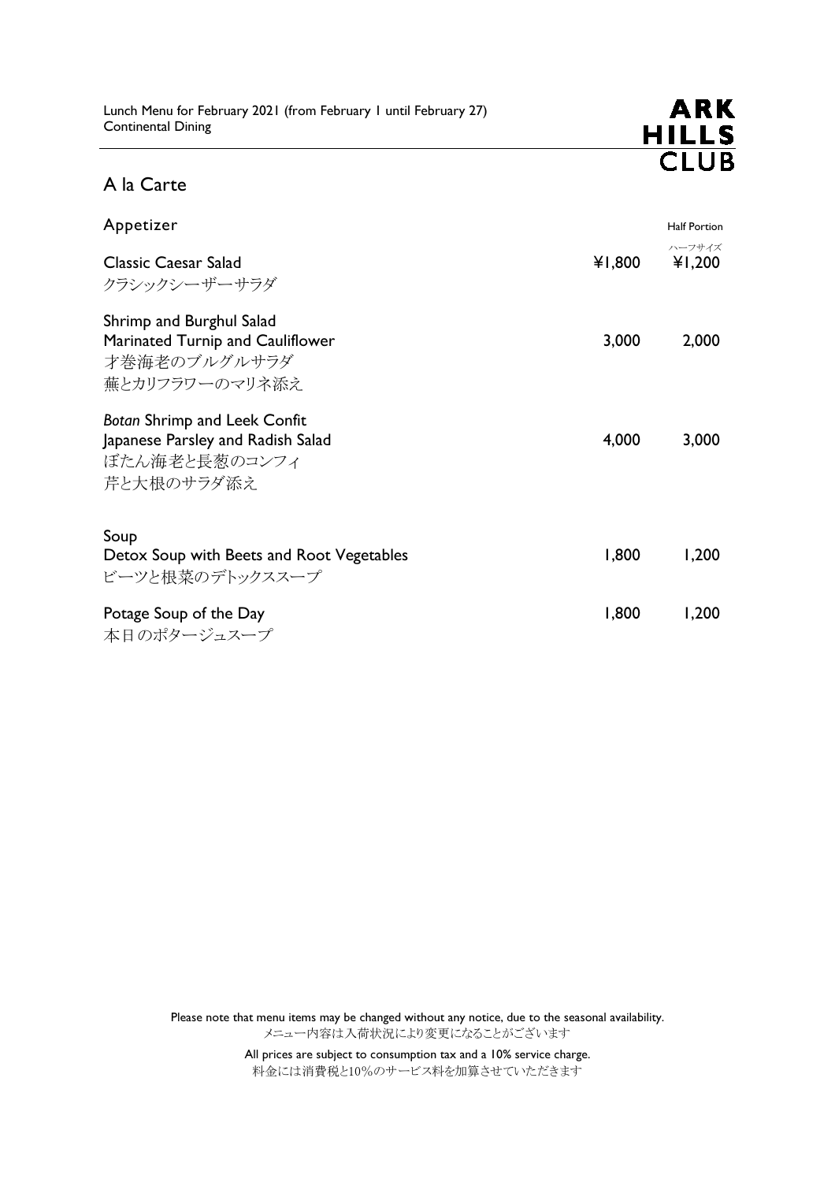Lunch Menu for February 2021 (from February 1 until February 27)
Continental Dining

ARK HILLS CLUB

## A la Carte

| Appetizer | | Half Portion ハーフサイズ |
|---|---|---|
| Classic Caesar Salad<br>クラシックシーザーサラダ | ¥1,800 | ¥1,200 |
| Shrimp and Burghul Salad<br>Marinated Turnip and Cauliflower<br>才巻海老のブルグルサラダ<br>蕪とカリフラワーのマリネ添え | 3,000 | 2,000 |
| *Botan* Shrimp and Leek Confit<br>Japanese Parsley and Radish Salad<br>ぼたん海老と長葱のコンフィ<br>芹と大根のサラダ添え | 4,000 | 3,000 |
| **Soup** | | |
| Detox Soup with Beets and Root Vegetables<br>ビーツと根菜のデトックススープ | 1,800 | 1,200 |
| Potage Soup of the Day<br>本日のポタージュスープ | 1,800 | 1,200 |

Please note that menu items may be changed without any notice, due to the seasonal availability.
メニュー内容は入荷状況により変更になることがございます

All prices are subject to consumption tax and a 10% service charge.
料金には消費税と10%のサービス料を加算させていただきます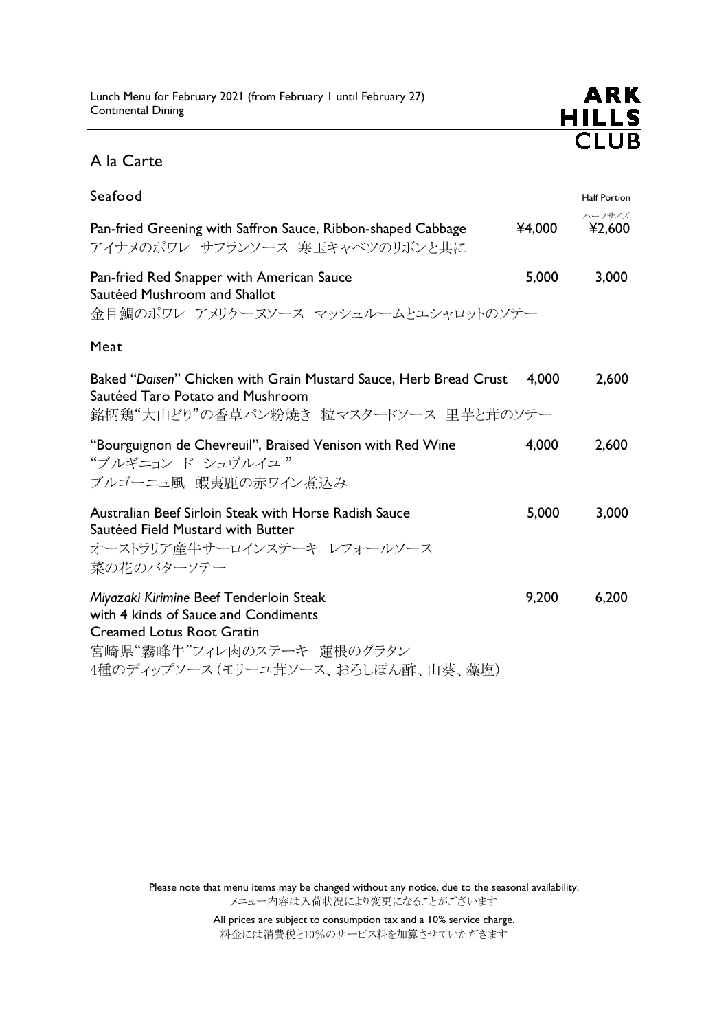Lunch Menu for February 2021 (from February 1 until February 27)
Continental Dining

ARK HILLS CLUB

## A la Carte

| | | Half Portion ハーフサイズ |
|---|---|---|
| **Seafood** | | |
| Pan-fried Greening with Saffron Sauce, Ribbon-shaped Cabbage<br>アイナメのポワレ　サフランソース　寒玉キャベツのリボンと共に | ¥4,000 | ¥2,600 |
| Pan-fried Red Snapper with American Sauce<br>Sautéed Mushroom and Shallot<br>金目鯛のポワレ　アメリケーヌソース　マッシュルームとエシャロットのソテー | 5,000 | 3,000 |
| **Meat** | | |
| Baked "*Daisen*" Chicken with Grain Mustard Sauce, Herb Bread Crust<br>Sautéed Taro Potato and Mushroom<br>銘柄鶏"大山どり"の香草パン粉焼き　粒マスタードソース　里芋と茸のソテー | 4,000 | 2,600 |
| "Bourguignon de Chevreuil", Braised Venison with Red Wine<br>"ブルギニョン ド シュヴルイユ "<br>ブルゴーニュ風　蝦夷鹿の赤ワイン煮込み | 4,000 | 2,600 |
| Australian Beef Sirloin Steak with Horse Radish Sauce<br>Sautéed Field Mustard with Butter<br>オーストラリア産牛サーロインステーキ　レフォールソース<br>菜の花のバターソテー | 5,000 | 3,000 |
| *Miyazaki Kirimine* Beef Tenderloin Steak<br>with 4 kinds of Sauce and Condiments<br>Creamed Lotus Root Gratin<br>宮崎県"霧峰牛"フィレ肉のステーキ　蓮根のグラタン<br>4種のディップソース（モリーユ茸ソース、おろしぽん酢、山葵、藻塩） | 9,200 | 6,200 |

Please note that menu items may be changed without any notice, due to the seasonal availability.
メニュー内容は入荷状況により変更になることがございます

All prices are subject to consumption tax and a 10% service charge.
料金には消費税と10%のサービス料を加算させていただきます